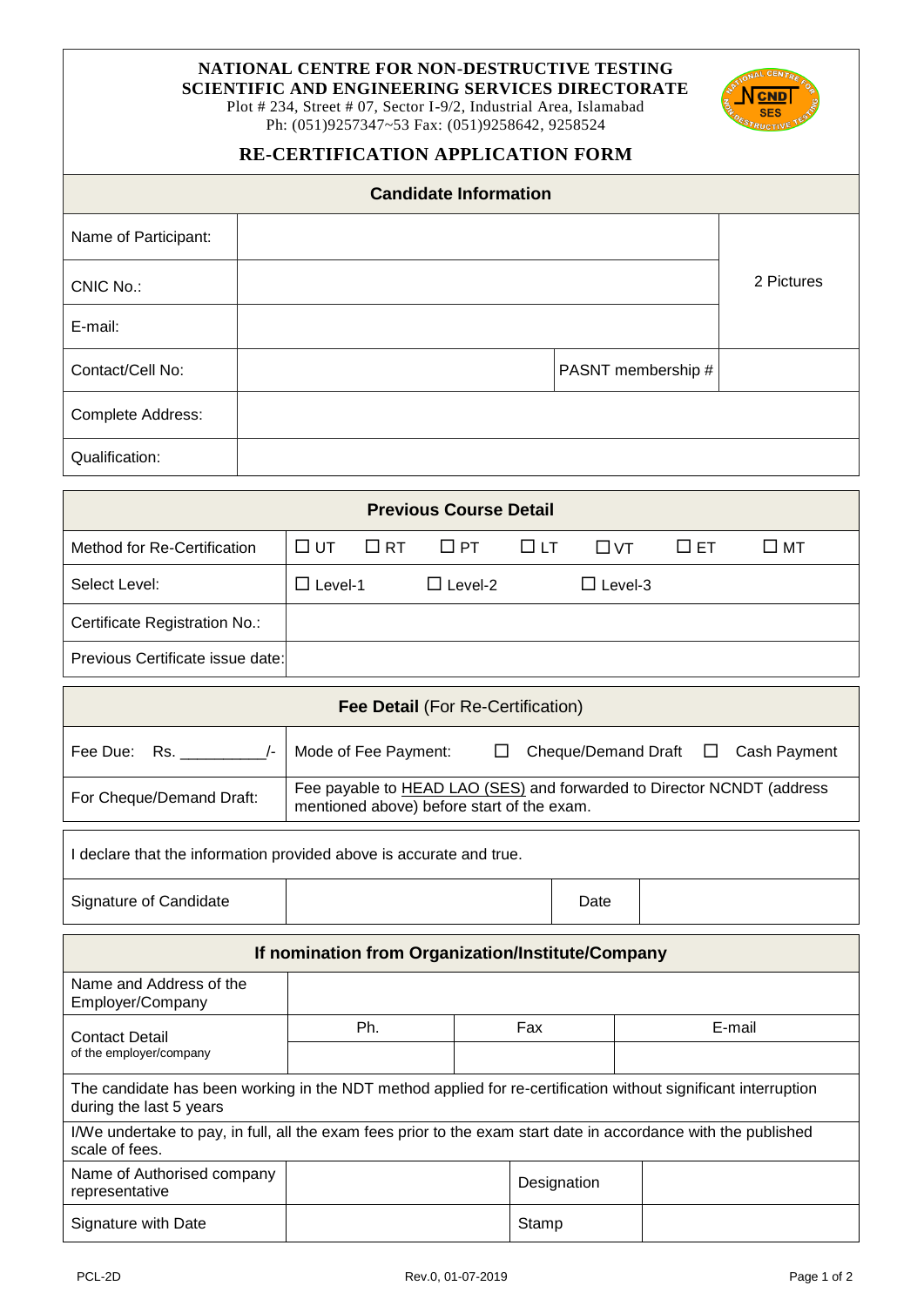**NATIONAL CENTRE FOR NON-DESTRUCTIVE TESTING**
**SCIENTIFIC AND ENGINEERING SERVICES DIRECTORATE**
Plot # 234, Street # 07, Sector I-9/2, Industrial Area, Islamabad
Ph: (051)9257347~53 Fax: (051)9258642, 9258524

# RE-CERTIFICATION APPLICATION FORM

| Candidate Information | | | |
|---|---|---|---|
| Name of Participant: | | | 2 Pictures |
| CNIC No.: | | | |
| E-mail: | | | |
| Contact/Cell No: | | PASNT membership # | |
| Complete Address: | | | |
| Qualification: | | | |

| Previous Course Detail | |
|---|---|
| Method for Re-Certification | ☐ UT ☐ RT ☐ PT ☐ LT ☐ VT ☐ ET ☐ MT |
| Select Level: | ☐ Level-1 ☐ Level-2 ☐ Level-3 |
| Certificate Registration No.: | |
| Previous Certificate issue date: | |

| **Fee Detail** (For Re-Certification) | |
|---|---|
| Fee Due: Rs. __________/- | Mode of Fee Payment: ☐ Cheque/Demand Draft ☐ Cash Payment |
| For Cheque/Demand Draft: | Fee payable to HEAD LAO (SES) and forwarded to Director NCNDT (address mentioned above) before start of the exam. |

| I declare that the information provided above is accurate and true. | | | |
|---|---|---|---|
| Signature of Candidate | | Date | |

| If nomination from Organization/Institute/Company | | | |
|---|---|---|---|
| Name and Address of the Employer/Company | | | |
| Contact Detail of the employer/company | Ph. | Fax | E-mail |
| | | | |
| The candidate has been working in the NDT method applied for re-certification without significant interruption during the last 5 years | | | |
| I/We undertake to pay, in full, all the exam fees prior to the exam start date in accordance with the published scale of fees. | | | |
| Name of Authorised company representative | | Designation | |
| Signature with Date | | Stamp | |

PCL-2D Rev.0, 01-07-2019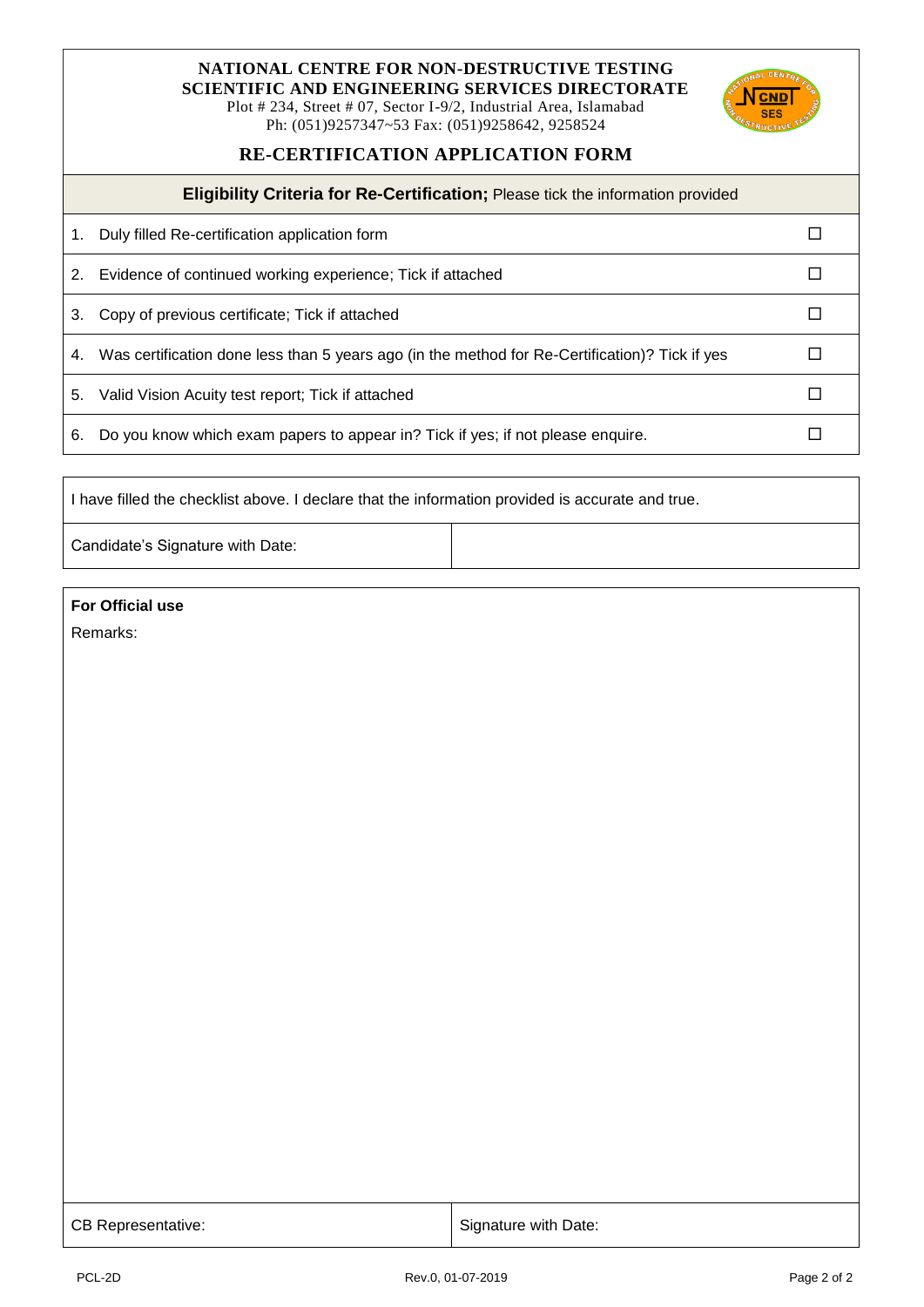**NATIONAL CENTRE FOR NON-DESTRUCTIVE TESTING**
**SCIENTIFIC AND ENGINEERING SERVICES DIRECTORATE**
Plot # 234, Street # 07, Sector I-9/2, Industrial Area, Islamabad
Ph: (051)9257347~53 Fax: (051)9258642, 9258524

# RE-CERTIFICATION APPLICATION FORM

| **Eligibility Criteria for Re-Certification;** Please tick the information provided | |
|---|---|
| 1. Duly filled Re-certification application form | ☐ |
| 2. Evidence of continued working experience; Tick if attached | ☐ |
| 3. Copy of previous certificate; Tick if attached | ☐ |
| 4. Was certification done less than 5 years ago (in the method for Re-Certification)? Tick if yes | ☐ |
| 5. Valid Vision Acuity test report; Tick if attached | ☐ |
| 6. Do you know which exam papers to appear in? Tick if yes; if not please enquire. | ☐ |

I have filled the checklist above. I declare that the information provided is accurate and true.

| | |
|---|---|
| Candidate's Signature with Date: | |

**For Official use**

Remarks:

| | |
|---|---|
| CB Representative: | Signature with Date: |

PCL-2D Rev.0, 01-07-2019